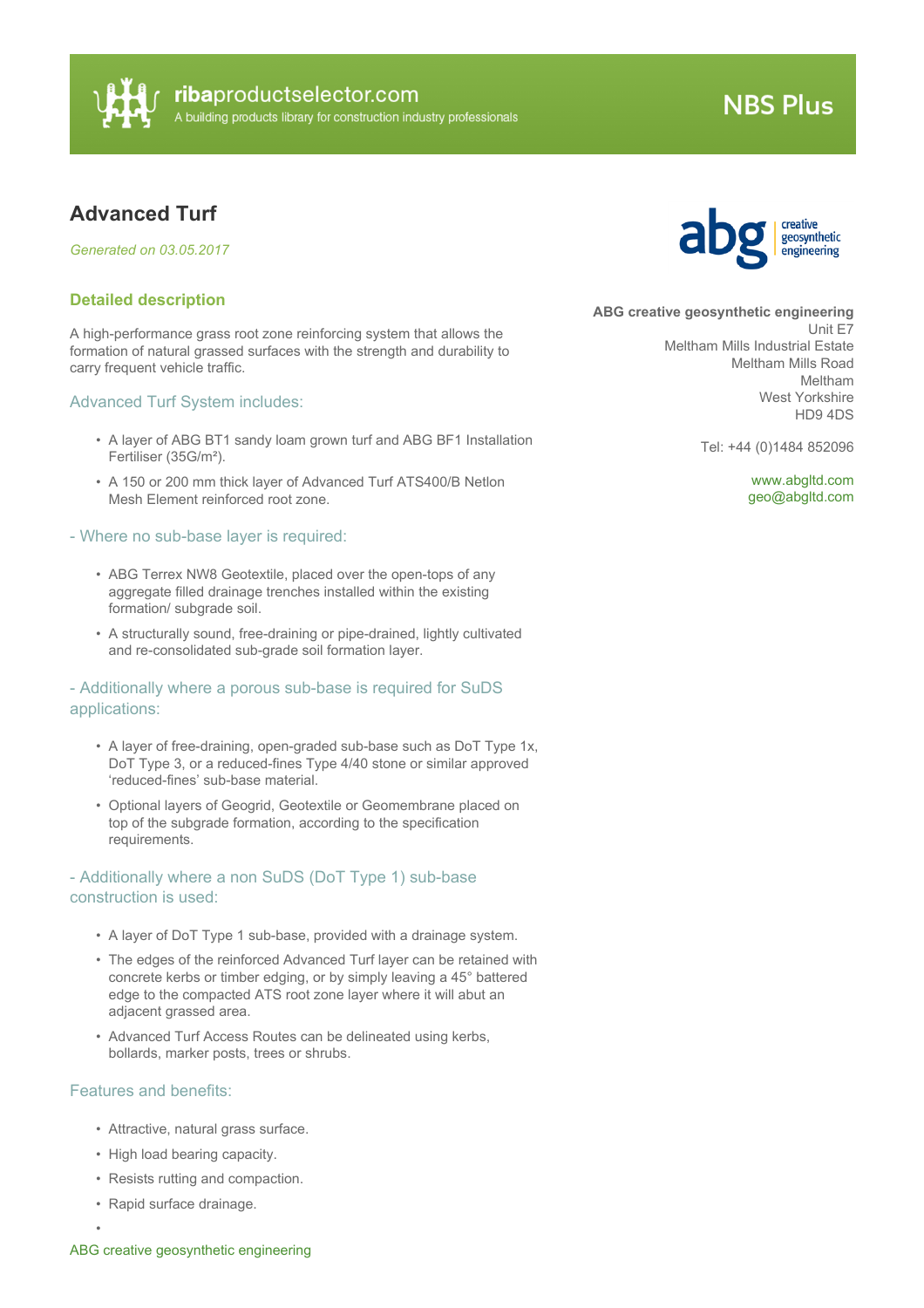ribaproductselector.com
A building products library for construction industry professionals

NBS Plus

# Advanced Turf

*Generated on 03.05.2017*

**ABG creative geosynthetic engineering**
Unit E7
Meltham Mills Industrial Estate
Meltham Mills Road
Meltham
West Yorkshire
HD9 4DS

Tel: +44 (0)1484 852096

www.abgltd.com
geo@abgltd.com

## Detailed description

A high-performance grass root zone reinforcing system that allows the formation of natural grassed surfaces with the strength and durability to carry frequent vehicle traffic.

### Advanced Turf System includes:

- A layer of ABG BT1 sandy loam grown turf and ABG BF1 Installation Fertiliser (35G/m²).
- A 150 or 200 mm thick layer of Advanced Turf ATS400/B Netlon Mesh Element reinforced root zone.

### - Where no sub-base layer is required:

- ABG Terrex NW8 Geotextile, placed over the open-tops of any aggregate filled drainage trenches installed within the existing formation/ subgrade soil.
- A structurally sound, free-draining or pipe-drained, lightly cultivated and re-consolidated sub-grade soil formation layer.

### - Additionally where a porous sub-base is required for SuDS applications:

- A layer of free-draining, open-graded sub-base such as DoT Type 1x, DoT Type 3, or a reduced-fines Type 4/40 stone or similar approved 'reduced-fines' sub-base material.
- Optional layers of Geogrid, Geotextile or Geomembrane placed on top of the subgrade formation, according to the specification requirements.

### - Additionally where a non SuDS (DoT Type 1) sub-base construction is used:

- A layer of DoT Type 1 sub-base, provided with a drainage system.
- The edges of the reinforced Advanced Turf layer can be retained with concrete kerbs or timber edging, or by simply leaving a 45° battered edge to the compacted ATS root zone layer where it will abut an adjacent grassed area.
- Advanced Turf Access Routes can be delineated using kerbs, bollards, marker posts, trees or shrubs.

### Features and benefits:

- Attractive, natural grass surface.
- High load bearing capacity.
- Resists rutting and compaction.
- Rapid surface drainage.
-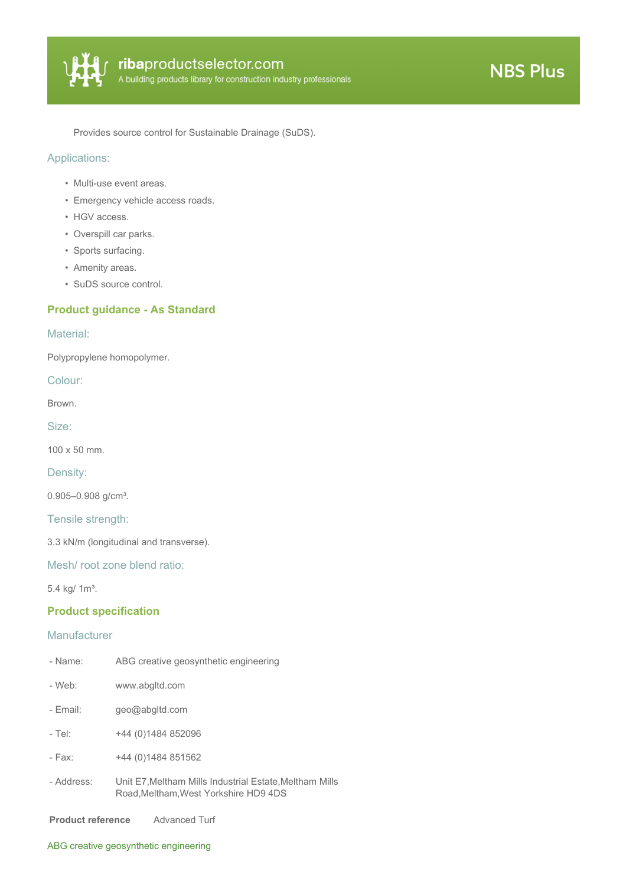- Provides source control for Sustainable Drainage (SuDS).

### Applications:

- Multi-use event areas.
- Emergency vehicle access roads.
- HGV access.
- Overspill car parks.
- Sports surfacing.
- Amenity areas.
- SuDS source control.

## Product guidance - As Standard

### Material:

Polypropylene homopolymer.

### Colour:

Brown.

### Size:

100 x 50 mm.

### Density:

0.905–0.908 g/cm³.

### Tensile strength:

3.3 kN/m (longitudinal and transverse).

### Mesh/ root zone blend ratio:

5.4 kg/ 1m³.

## Product specification

### Manufacturer

| | |
|---|---|
| - Name: | ABG creative geosynthetic engineering |
| - Web: | www.abgltd.com |
| - Email: | geo@abgltd.com |
| - Tel: | +44 (0)1484 852096 |
| - Fax: | +44 (0)1484 851562 |
| - Address: | Unit E7,Meltham Mills Industrial Estate,Meltham Mills Road,Meltham,West Yorkshire HD9 4DS |

**Product reference** Advanced Turf

ABG creative geosynthetic engineering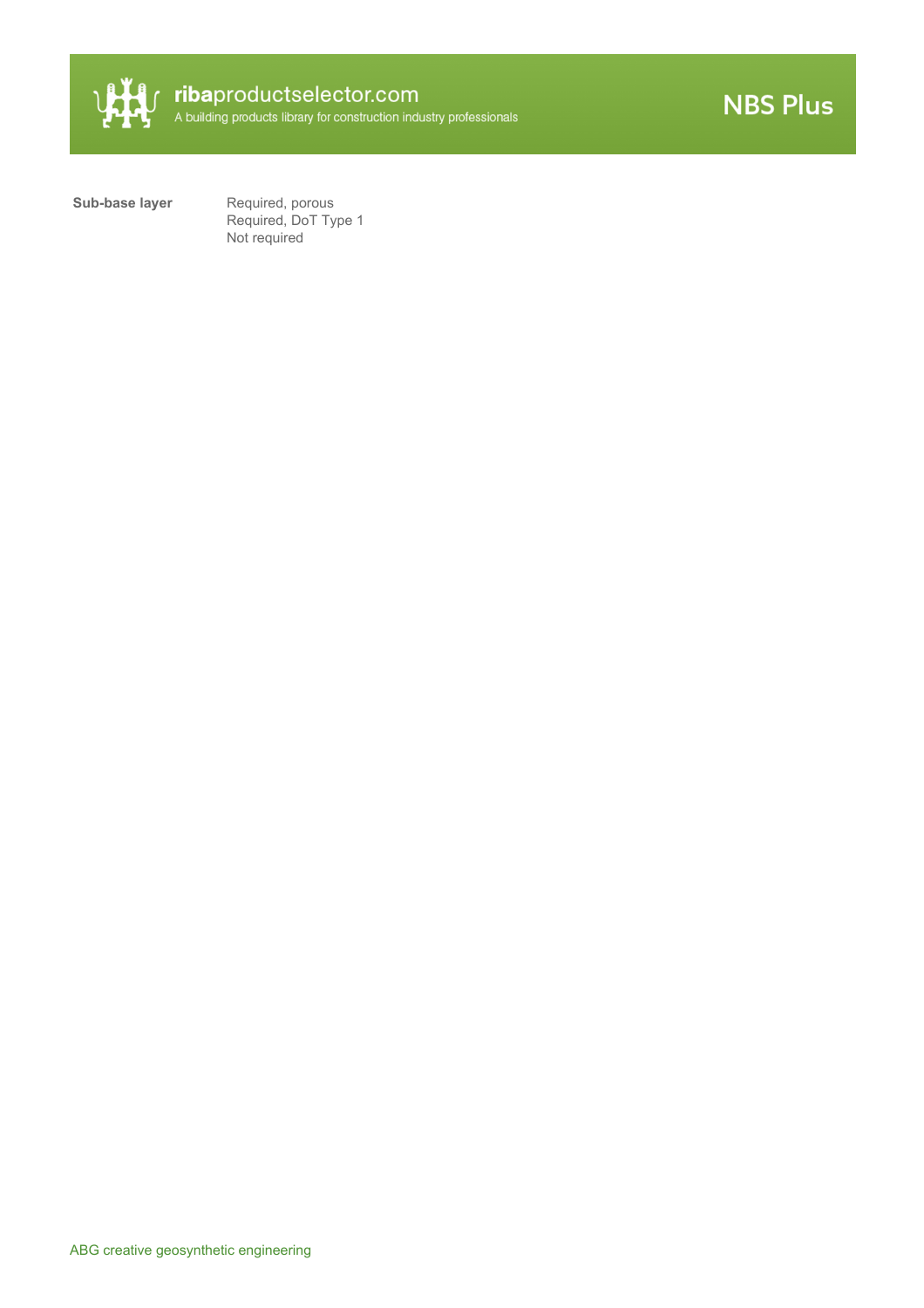| | |
|---|---|
| **Sub-base layer** | Required, porous<br>Required, DoT Type 1<br>Not required |